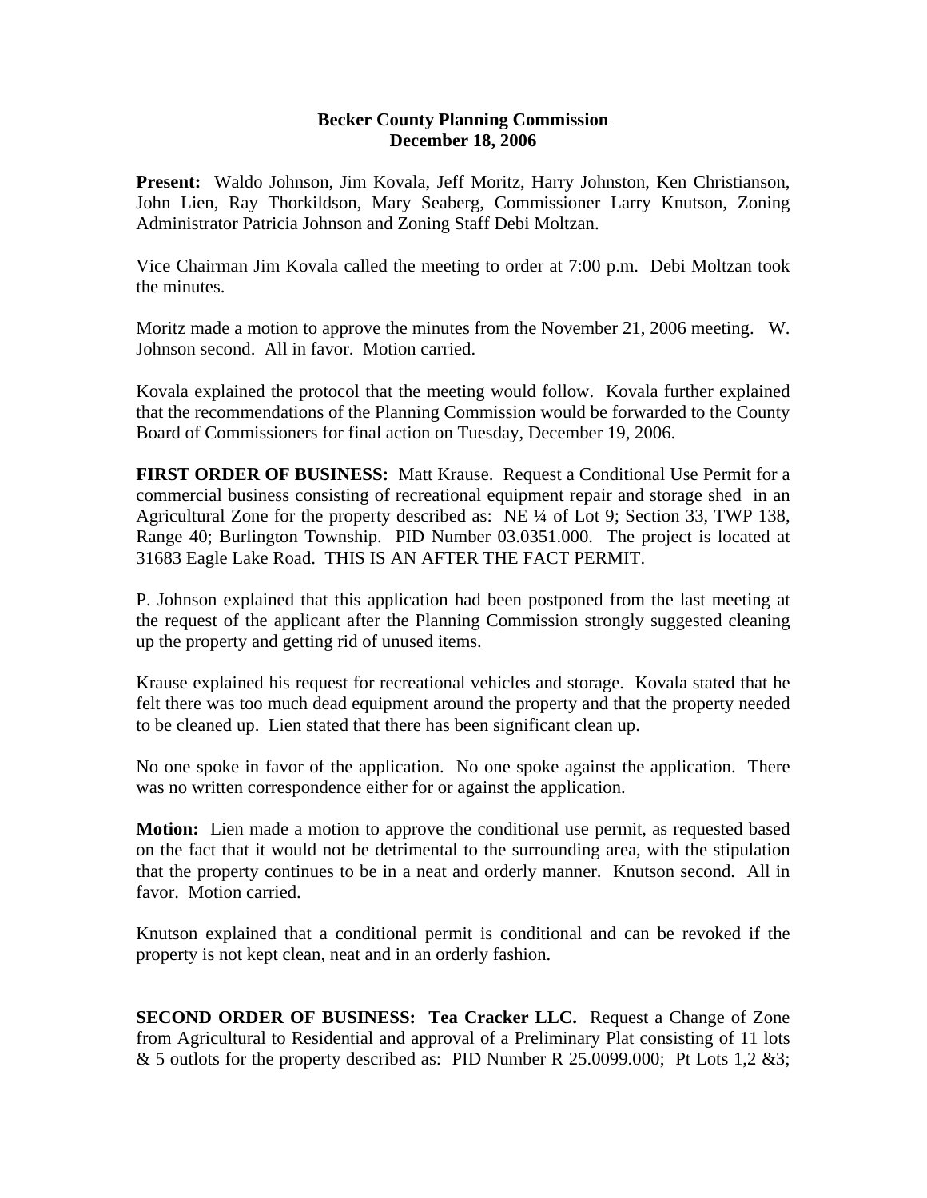**Becker County Planning Commission**
**December 18, 2006**

**Present:** Waldo Johnson, Jim Kovala, Jeff Moritz, Harry Johnston, Ken Christianson, John Lien, Ray Thorkildson, Mary Seaberg, Commissioner Larry Knutson, Zoning Administrator Patricia Johnson and Zoning Staff Debi Moltzan.

Vice Chairman Jim Kovala called the meeting to order at 7:00 p.m. Debi Moltzan took the minutes.

Moritz made a motion to approve the minutes from the November 21, 2006 meeting. W. Johnson second. All in favor. Motion carried.

Kovala explained the protocol that the meeting would follow. Kovala further explained that the recommendations of the Planning Commission would be forwarded to the County Board of Commissioners for final action on Tuesday, December 19, 2006.

**FIRST ORDER OF BUSINESS:** Matt Krause. Request a Conditional Use Permit for a commercial business consisting of recreational equipment repair and storage shed in an Agricultural Zone for the property described as: NE ¼ of Lot 9; Section 33, TWP 138, Range 40; Burlington Township. PID Number 03.0351.000. The project is located at 31683 Eagle Lake Road. THIS IS AN AFTER THE FACT PERMIT.

P. Johnson explained that this application had been postponed from the last meeting at the request of the applicant after the Planning Commission strongly suggested cleaning up the property and getting rid of unused items.

Krause explained his request for recreational vehicles and storage. Kovala stated that he felt there was too much dead equipment around the property and that the property needed to be cleaned up. Lien stated that there has been significant clean up.

No one spoke in favor of the application. No one spoke against the application. There was no written correspondence either for or against the application.

**Motion:** Lien made a motion to approve the conditional use permit, as requested based on the fact that it would not be detrimental to the surrounding area, with the stipulation that the property continues to be in a neat and orderly manner. Knutson second. All in favor. Motion carried.

Knutson explained that a conditional permit is conditional and can be revoked if the property is not kept clean, neat and in an orderly fashion.

**SECOND ORDER OF BUSINESS: Tea Cracker LLC.** Request a Change of Zone from Agricultural to Residential and approval of a Preliminary Plat consisting of 11 lots & 5 outlots for the property described as: PID Number R 25.0099.000; Pt Lots 1,2 &3;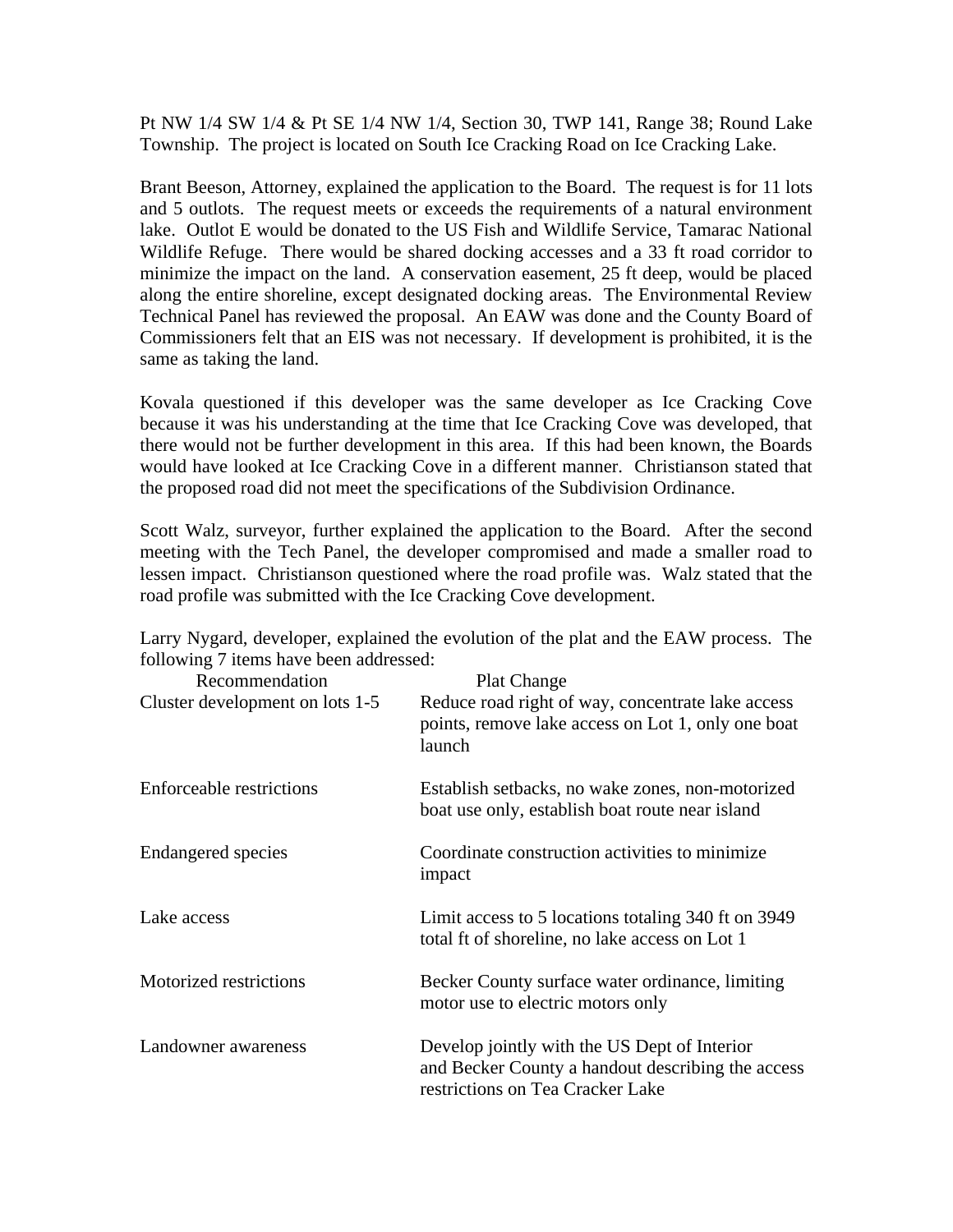Pt NW 1/4 SW 1/4 & Pt SE 1/4 NW 1/4, Section 30, TWP 141, Range 38; Round Lake Township. The project is located on South Ice Cracking Road on Ice Cracking Lake.

Brant Beeson, Attorney, explained the application to the Board. The request is for 11 lots and 5 outlots. The request meets or exceeds the requirements of a natural environment lake. Outlot E would be donated to the US Fish and Wildlife Service, Tamarac National Wildlife Refuge. There would be shared docking accesses and a 33 ft road corridor to minimize the impact on the land. A conservation easement, 25 ft deep, would be placed along the entire shoreline, except designated docking areas. The Environmental Review Technical Panel has reviewed the proposal. An EAW was done and the County Board of Commissioners felt that an EIS was not necessary. If development is prohibited, it is the same as taking the land.

Kovala questioned if this developer was the same developer as Ice Cracking Cove because it was his understanding at the time that Ice Cracking Cove was developed, that there would not be further development in this area. If this had been known, the Boards would have looked at Ice Cracking Cove in a different manner. Christianson stated that the proposed road did not meet the specifications of the Subdivision Ordinance.

Scott Walz, surveyor, further explained the application to the Board. After the second meeting with the Tech Panel, the developer compromised and made a smaller road to lessen impact. Christianson questioned where the road profile was. Walz stated that the road profile was submitted with the Ice Cracking Cove development.

Larry Nygard, developer, explained the evolution of the plat and the EAW process. The following 7 items have been addressed:

| Recommendation | Plat Change |
|---|---|
| Cluster development on lots 1-5 | Reduce road right of way, concentrate lake access points, remove lake access on Lot 1, only one boat launch |
| Enforceable restrictions | Establish setbacks, no wake zones, non-motorized boat use only, establish boat route near island |
| Endangered species | Coordinate construction activities to minimize impact |
| Lake access | Limit access to 5 locations totaling 340 ft on 3949 total ft of shoreline, no lake access on Lot 1 |
| Motorized restrictions | Becker County surface water ordinance, limiting motor use to electric motors only |
| Landowner awareness | Develop jointly with the US Dept of Interior and Becker County a handout describing the access restrictions on Tea Cracker Lake |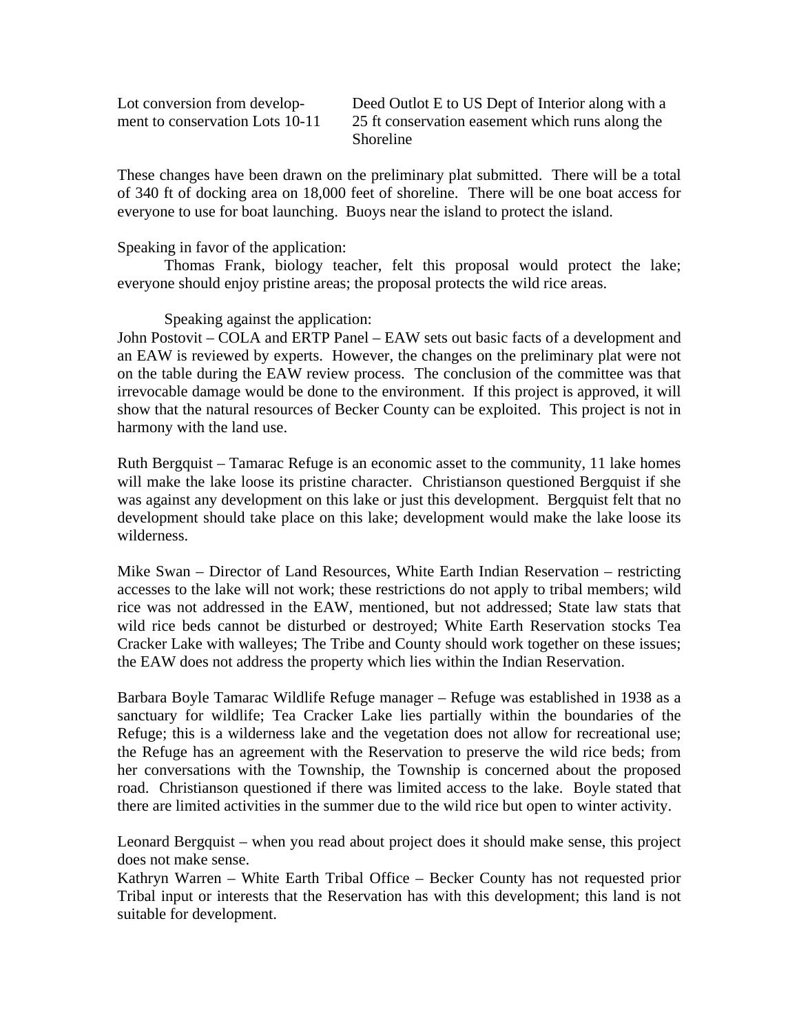| | |
|---|---|
| Lot conversion from development to conservation Lots 10-11 | Deed Outlot E to US Dept of Interior along with a 25 ft conservation easement which runs along the Shoreline |

These changes have been drawn on the preliminary plat submitted. There will be a total of 340 ft of docking area on 18,000 feet of shoreline. There will be one boat access for everyone to use for boat launching. Buoys near the island to protect the island.

Speaking in favor of the application:

Thomas Frank, biology teacher, felt this proposal would protect the lake; everyone should enjoy pristine areas; the proposal protects the wild rice areas.

Speaking against the application:

John Postovit – COLA and ERTP Panel – EAW sets out basic facts of a development and an EAW is reviewed by experts. However, the changes on the preliminary plat were not on the table during the EAW review process. The conclusion of the committee was that irrevocable damage would be done to the environment. If this project is approved, it will show that the natural resources of Becker County can be exploited. This project is not in harmony with the land use.

Ruth Bergquist – Tamarac Refuge is an economic asset to the community, 11 lake homes will make the lake loose its pristine character. Christianson questioned Bergquist if she was against any development on this lake or just this development. Bergquist felt that no development should take place on this lake; development would make the lake loose its wilderness.

Mike Swan – Director of Land Resources, White Earth Indian Reservation – restricting accesses to the lake will not work; these restrictions do not apply to tribal members; wild rice was not addressed in the EAW, mentioned, but not addressed; State law stats that wild rice beds cannot be disturbed or destroyed; White Earth Reservation stocks Tea Cracker Lake with walleyes; The Tribe and County should work together on these issues; the EAW does not address the property which lies within the Indian Reservation.

Barbara Boyle Tamarac Wildlife Refuge manager – Refuge was established in 1938 as a sanctuary for wildlife; Tea Cracker Lake lies partially within the boundaries of the Refuge; this is a wilderness lake and the vegetation does not allow for recreational use; the Refuge has an agreement with the Reservation to preserve the wild rice beds; from her conversations with the Township, the Township is concerned about the proposed road. Christianson questioned if there was limited access to the lake. Boyle stated that there are limited activities in the summer due to the wild rice but open to winter activity.

Leonard Bergquist – when you read about project does it should make sense, this project does not make sense.

Kathryn Warren – White Earth Tribal Office – Becker County has not requested prior Tribal input or interests that the Reservation has with this development; this land is not suitable for development.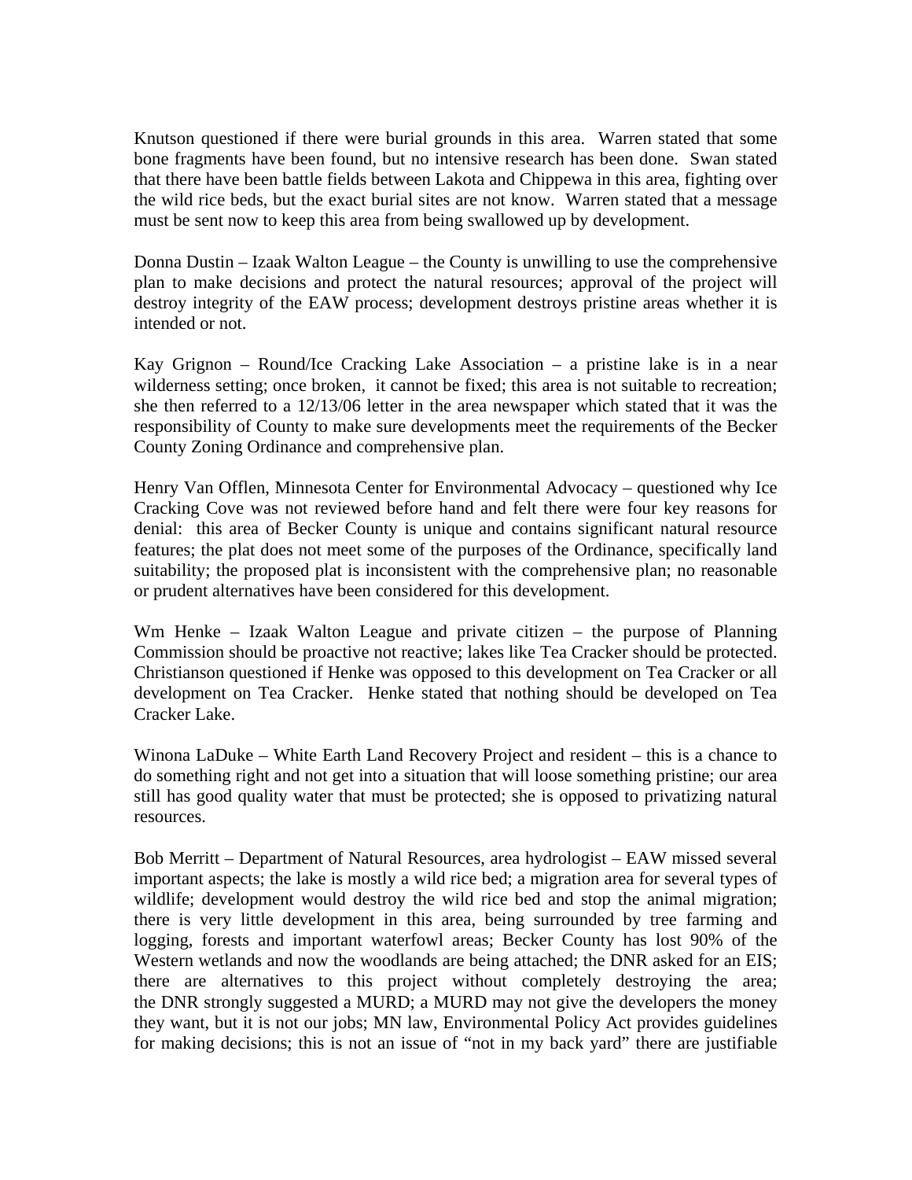Knutson questioned if there were burial grounds in this area. Warren stated that some bone fragments have been found, but no intensive research has been done. Swan stated that there have been battle fields between Lakota and Chippewa in this area, fighting over the wild rice beds, but the exact burial sites are not know. Warren stated that a message must be sent now to keep this area from being swallowed up by development.

Donna Dustin – Izaak Walton League – the County is unwilling to use the comprehensive plan to make decisions and protect the natural resources; approval of the project will destroy integrity of the EAW process; development destroys pristine areas whether it is intended or not.

Kay Grignon – Round/Ice Cracking Lake Association – a pristine lake is in a near wilderness setting; once broken, it cannot be fixed; this area is not suitable to recreation; she then referred to a 12/13/06 letter in the area newspaper which stated that it was the responsibility of County to make sure developments meet the requirements of the Becker County Zoning Ordinance and comprehensive plan.

Henry Van Offlen, Minnesota Center for Environmental Advocacy – questioned why Ice Cracking Cove was not reviewed before hand and felt there were four key reasons for denial: this area of Becker County is unique and contains significant natural resource features; the plat does not meet some of the purposes of the Ordinance, specifically land suitability; the proposed plat is inconsistent with the comprehensive plan; no reasonable or prudent alternatives have been considered for this development.

Wm Henke – Izaak Walton League and private citizen – the purpose of Planning Commission should be proactive not reactive; lakes like Tea Cracker should be protected. Christianson questioned if Henke was opposed to this development on Tea Cracker or all development on Tea Cracker. Henke stated that nothing should be developed on Tea Cracker Lake.

Winona LaDuke – White Earth Land Recovery Project and resident – this is a chance to do something right and not get into a situation that will loose something pristine; our area still has good quality water that must be protected; she is opposed to privatizing natural resources.

Bob Merritt – Department of Natural Resources, area hydrologist – EAW missed several important aspects; the lake is mostly a wild rice bed; a migration area for several types of wildlife; development would destroy the wild rice bed and stop the animal migration; there is very little development in this area, being surrounded by tree farming and logging, forests and important waterfowl areas; Becker County has lost 90% of the Western wetlands and now the woodlands are being attached; the DNR asked for an EIS; there are alternatives to this project without completely destroying the area; the DNR strongly suggested a MURD; a MURD may not give the developers the money they want, but it is not our jobs; MN law, Environmental Policy Act provides guidelines for making decisions; this is not an issue of "not in my back yard" there are justifiable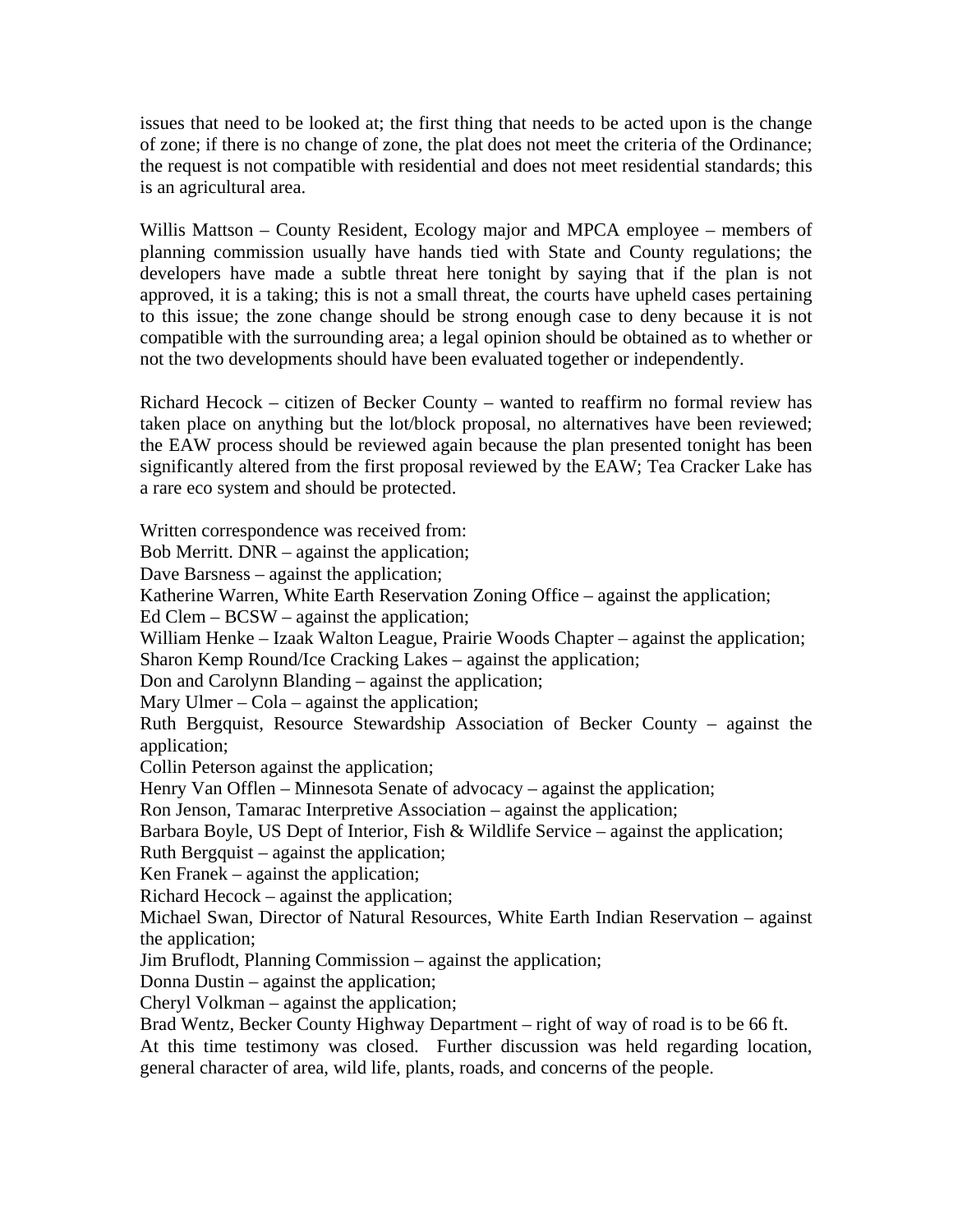issues that need to be looked at; the first thing that needs to be acted upon is the change of zone; if there is no change of zone, the plat does not meet the criteria of the Ordinance; the request is not compatible with residential and does not meet residential standards; this is an agricultural area.

Willis Mattson – County Resident, Ecology major and MPCA employee – members of planning commission usually have hands tied with State and County regulations; the developers have made a subtle threat here tonight by saying that if the plan is not approved, it is a taking; this is not a small threat, the courts have upheld cases pertaining to this issue; the zone change should be strong enough case to deny because it is not compatible with the surrounding area; a legal opinion should be obtained as to whether or not the two developments should have been evaluated together or independently.

Richard Hecock – citizen of Becker County – wanted to reaffirm no formal review has taken place on anything but the lot/block proposal, no alternatives have been reviewed; the EAW process should be reviewed again because the plan presented tonight has been significantly altered from the first proposal reviewed by the EAW; Tea Cracker Lake has a rare eco system and should be protected.

Written correspondence was received from:
Bob Merritt. DNR – against the application;
Dave Barsness – against the application;
Katherine Warren, White Earth Reservation Zoning Office – against the application;
Ed Clem – BCSW – against the application;
William Henke – Izaak Walton League, Prairie Woods Chapter – against the application;
Sharon Kemp Round/Ice Cracking Lakes – against the application;
Don and Carolynn Blanding – against the application;
Mary Ulmer – Cola – against the application;
Ruth Bergquist, Resource Stewardship Association of Becker County – against the application;
Collin Peterson against the application;
Henry Van Offlen – Minnesota Senate of advocacy – against the application;
Ron Jenson, Tamarac Interpretive Association – against the application;
Barbara Boyle, US Dept of Interior, Fish & Wildlife Service – against the application;
Ruth Bergquist – against the application;
Ken Franek – against the application;
Richard Hecock – against the application;
Michael Swan, Director of Natural Resources, White Earth Indian Reservation – against the application;
Jim Bruflodt, Planning Commission – against the application;
Donna Dustin – against the application;
Cheryl Volkman – against the application;
Brad Wentz, Becker County Highway Department – right of way of road is to be 66 ft.
At this time testimony was closed. Further discussion was held regarding location, general character of area, wild life, plants, roads, and concerns of the people.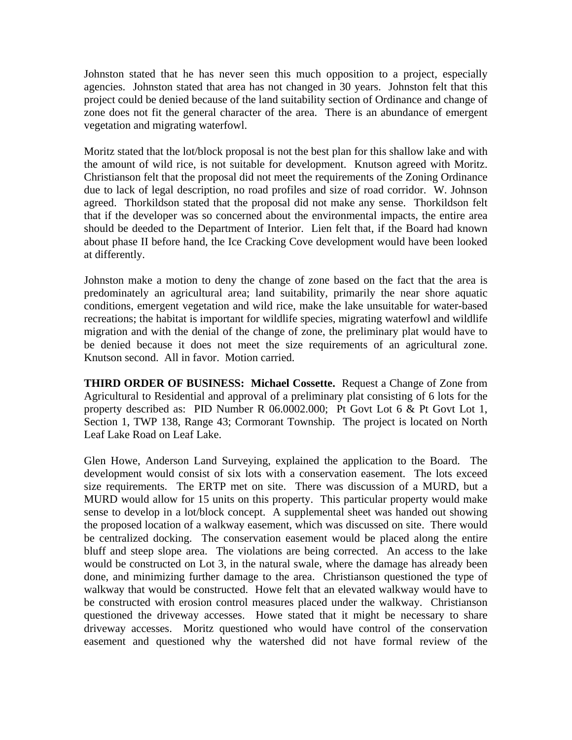Johnston stated that he has never seen this much opposition to a project, especially agencies. Johnston stated that area has not changed in 30 years. Johnston felt that this project could be denied because of the land suitability section of Ordinance and change of zone does not fit the general character of the area. There is an abundance of emergent vegetation and migrating waterfowl.

Moritz stated that the lot/block proposal is not the best plan for this shallow lake and with the amount of wild rice, is not suitable for development. Knutson agreed with Moritz. Christianson felt that the proposal did not meet the requirements of the Zoning Ordinance due to lack of legal description, no road profiles and size of road corridor. W. Johnson agreed. Thorkildson stated that the proposal did not make any sense. Thorkildson felt that if the developer was so concerned about the environmental impacts, the entire area should be deeded to the Department of Interior. Lien felt that, if the Board had known about phase II before hand, the Ice Cracking Cove development would have been looked at differently.

Johnston make a motion to deny the change of zone based on the fact that the area is predominately an agricultural area; land suitability, primarily the near shore aquatic conditions, emergent vegetation and wild rice, make the lake unsuitable for water-based recreations; the habitat is important for wildlife species, migrating waterfowl and wildlife migration and with the denial of the change of zone, the preliminary plat would have to be denied because it does not meet the size requirements of an agricultural zone. Knutson second. All in favor. Motion carried.

**THIRD ORDER OF BUSINESS: Michael Cossette.** Request a Change of Zone from Agricultural to Residential and approval of a preliminary plat consisting of 6 lots for the property described as: PID Number R 06.0002.000; Pt Govt Lot 6 & Pt Govt Lot 1, Section 1, TWP 138, Range 43; Cormorant Township. The project is located on North Leaf Lake Road on Leaf Lake.

Glen Howe, Anderson Land Surveying, explained the application to the Board. The development would consist of six lots with a conservation easement. The lots exceed size requirements. The ERTP met on site. There was discussion of a MURD, but a MURD would allow for 15 units on this property. This particular property would make sense to develop in a lot/block concept. A supplemental sheet was handed out showing the proposed location of a walkway easement, which was discussed on site. There would be centralized docking. The conservation easement would be placed along the entire bluff and steep slope area. The violations are being corrected. An access to the lake would be constructed on Lot 3, in the natural swale, where the damage has already been done, and minimizing further damage to the area. Christianson questioned the type of walkway that would be constructed. Howe felt that an elevated walkway would have to be constructed with erosion control measures placed under the walkway. Christianson questioned the driveway accesses. Howe stated that it might be necessary to share driveway accesses. Moritz questioned who would have control of the conservation easement and questioned why the watershed did not have formal review of the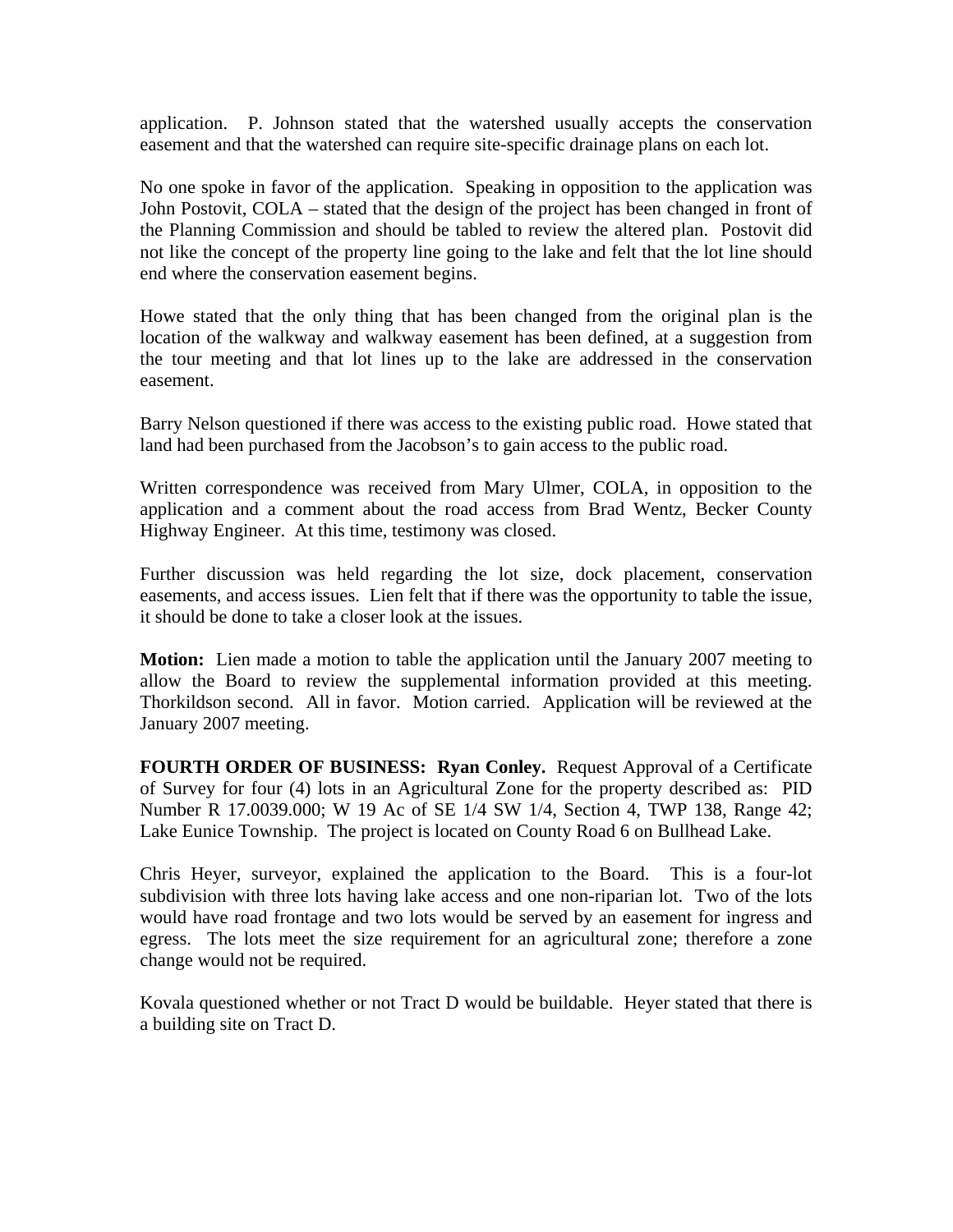application. P. Johnson stated that the watershed usually accepts the conservation easement and that the watershed can require site-specific drainage plans on each lot.

No one spoke in favor of the application. Speaking in opposition to the application was John Postovit, COLA – stated that the design of the project has been changed in front of the Planning Commission and should be tabled to review the altered plan. Postovit did not like the concept of the property line going to the lake and felt that the lot line should end where the conservation easement begins.

Howe stated that the only thing that has been changed from the original plan is the location of the walkway and walkway easement has been defined, at a suggestion from the tour meeting and that lot lines up to the lake are addressed in the conservation easement.

Barry Nelson questioned if there was access to the existing public road. Howe stated that land had been purchased from the Jacobson's to gain access to the public road.

Written correspondence was received from Mary Ulmer, COLA, in opposition to the application and a comment about the road access from Brad Wentz, Becker County Highway Engineer. At this time, testimony was closed.

Further discussion was held regarding the lot size, dock placement, conservation easements, and access issues. Lien felt that if there was the opportunity to table the issue, it should be done to take a closer look at the issues.

**Motion:** Lien made a motion to table the application until the January 2007 meeting to allow the Board to review the supplemental information provided at this meeting. Thorkildson second. All in favor. Motion carried. Application will be reviewed at the January 2007 meeting.

**FOURTH ORDER OF BUSINESS: Ryan Conley.** Request Approval of a Certificate of Survey for four (4) lots in an Agricultural Zone for the property described as: PID Number R 17.0039.000; W 19 Ac of SE 1/4 SW 1/4, Section 4, TWP 138, Range 42; Lake Eunice Township. The project is located on County Road 6 on Bullhead Lake.

Chris Heyer, surveyor, explained the application to the Board. This is a four-lot subdivision with three lots having lake access and one non-riparian lot. Two of the lots would have road frontage and two lots would be served by an easement for ingress and egress. The lots meet the size requirement for an agricultural zone; therefore a zone change would not be required.

Kovala questioned whether or not Tract D would be buildable. Heyer stated that there is a building site on Tract D.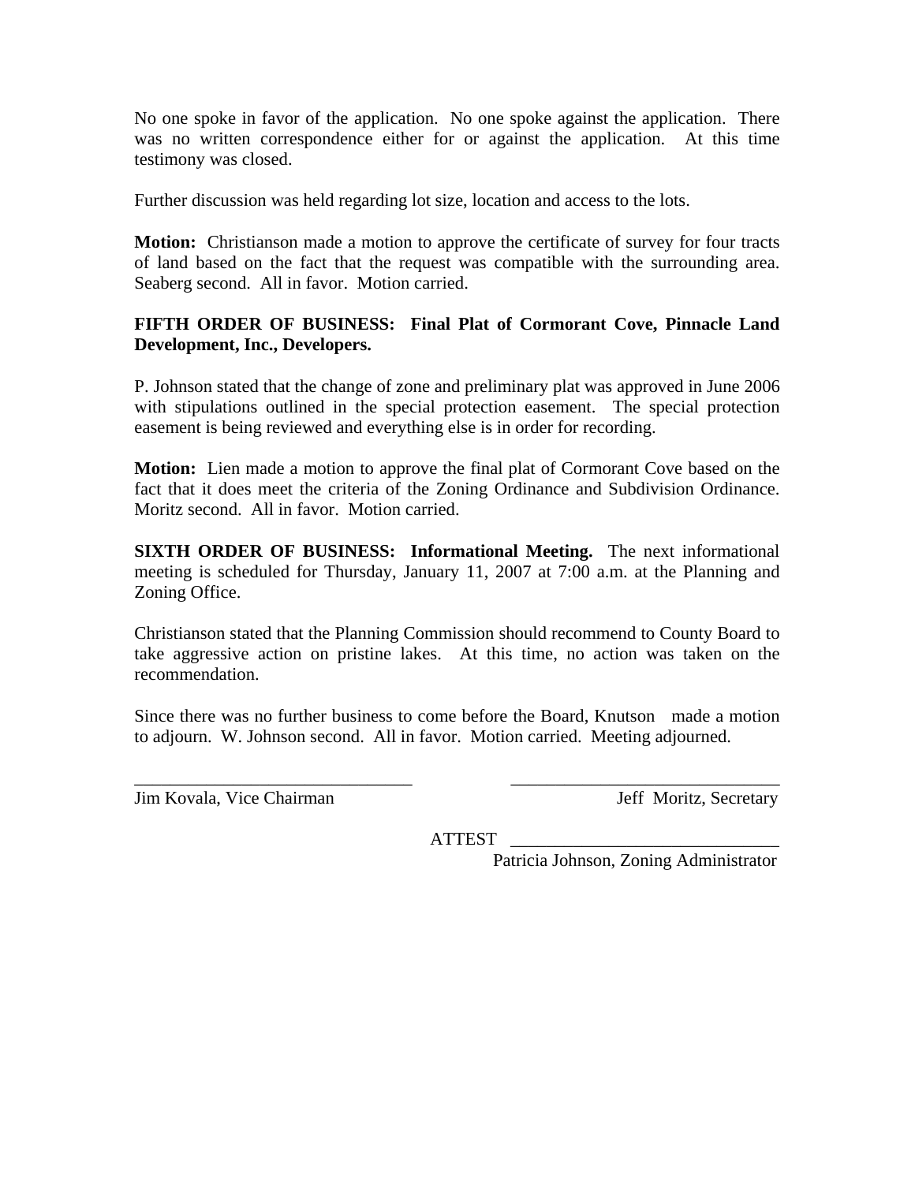No one spoke in favor of the application. No one spoke against the application. There was no written correspondence either for or against the application. At this time testimony was closed.

Further discussion was held regarding lot size, location and access to the lots.

**Motion:** Christianson made a motion to approve the certificate of survey for four tracts of land based on the fact that the request was compatible with the surrounding area. Seaberg second. All in favor. Motion carried.

**FIFTH ORDER OF BUSINESS: Final Plat of Cormorant Cove, Pinnacle Land Development, Inc., Developers.**

P. Johnson stated that the change of zone and preliminary plat was approved in June 2006 with stipulations outlined in the special protection easement. The special protection easement is being reviewed and everything else is in order for recording.

**Motion:** Lien made a motion to approve the final plat of Cormorant Cove based on the fact that it does meet the criteria of the Zoning Ordinance and Subdivision Ordinance. Moritz second. All in favor. Motion carried.

**SIXTH ORDER OF BUSINESS: Informational Meeting.** The next informational meeting is scheduled for Thursday, January 11, 2007 at 7:00 a.m. at the Planning and Zoning Office.

Christianson stated that the Planning Commission should recommend to County Board to take aggressive action on pristine lakes. At this time, no action was taken on the recommendation.

Since there was no further business to come before the Board, Knutson made a motion to adjourn. W. Johnson second. All in favor. Motion carried. Meeting adjourned.

_______________________________ _______________________________

Jim Kovala, Vice Chairman Jeff Moritz, Secretary

ATTEST _______________________________

Patricia Johnson, Zoning Administrator